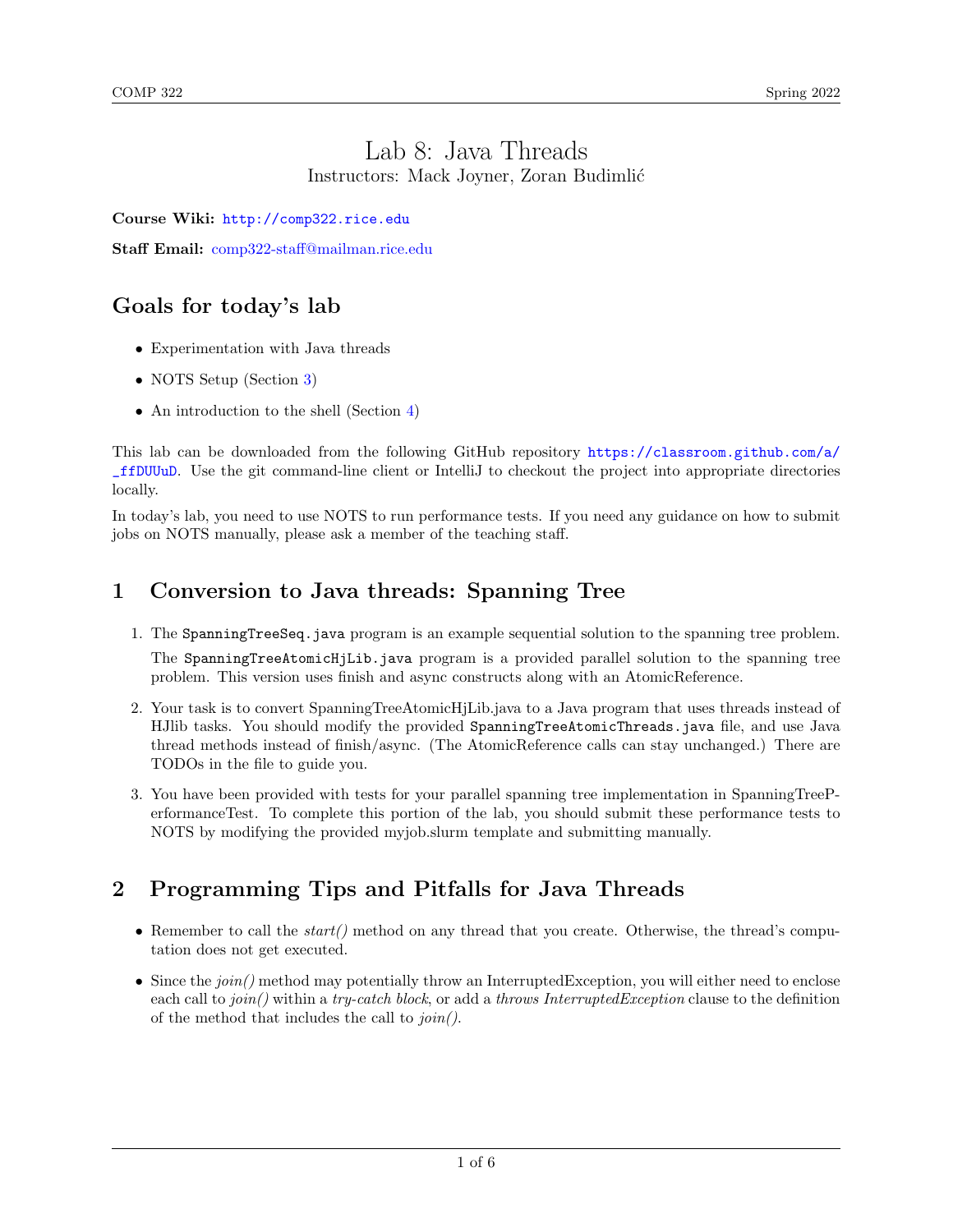// COMP 322 — Spring 2022

# Lab 8: Java Threads

Instructors: Mack Joyner, Zoran Budimlić

**Course Wiki:** http://comp322.rice.edu

**Staff Email:** comp322-staff@mailman.rice.edu

## Goals for today's lab

- Experimentation with Java threads
- NOTS Setup (Section 3)
- An introduction to the shell (Section 4)

This lab can be downloaded from the following GitHub repository https://classroom.github.com/a/_ffDUUuD. Use the git command-line client or IntelliJ to checkout the project into appropriate directories locally.

In today's lab, you need to use NOTS to run performance tests. If you need any guidance on how to submit jobs on NOTS manually, please ask a member of the teaching staff.

## 1 Conversion to Java threads: Spanning Tree

1. The `SpanningTreeSeq.java` program is an example sequential solution to the spanning tree problem. The `SpanningTreeAtomicHjLib.java` program is a provided parallel solution to the spanning tree problem. This version uses finish and async constructs along with an AtomicReference.
2. Your task is to convert SpanningTreeAtomicHjLib.java to a Java program that uses threads instead of HJlib tasks. You should modify the provided `SpanningTreeAtomicThreads.java` file, and use Java thread methods instead of finish/async. (The AtomicReference calls can stay unchanged.) There are TODOs in the file to guide you.
3. You have been provided with tests for your parallel spanning tree implementation in SpanningTreePerformanceTest. To complete this portion of the lab, you should submit these performance tests to NOTS by modifying the provided myjob.slurm template and submitting manually.

## 2 Programming Tips and Pitfalls for Java Threads

- Remember to call the *start()* method on any thread that you create. Otherwise, the thread's computation does not get executed.
- Since the *join()* method may potentially throw an InterruptedException, you will either need to enclose each call to *join()* within a *try-catch block*, or add a *throws InterruptedException* clause to the definition of the method that includes the call to *join()*.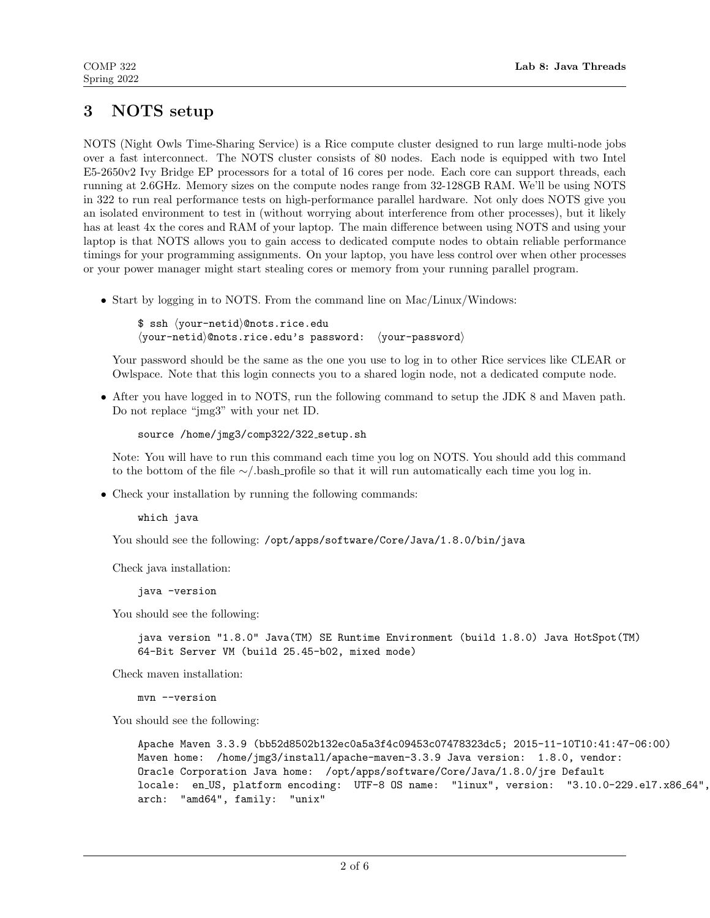# 3 NOTS setup

NOTS (Night Owls Time-Sharing Service) is a Rice compute cluster designed to run large multi-node jobs over a fast interconnect. The NOTS cluster consists of 80 nodes. Each node is equipped with two Intel E5-2650v2 Ivy Bridge EP processors for a total of 16 cores per node. Each core can support threads, each running at 2.6GHz. Memory sizes on the compute nodes range from 32-128GB RAM. We'll be using NOTS in 322 to run real performance tests on high-performance parallel hardware. Not only does NOTS give you an isolated environment to test in (without worrying about interference from other processes), but it likely has at least 4x the cores and RAM of your laptop. The main difference between using NOTS and using your laptop is that NOTS allows you to gain access to dedicated compute nodes to obtain reliable performance timings for your programming assignments. On your laptop, you have less control over when other processes or your power manager might start stealing cores or memory from your running parallel program.

- Start by logging in to NOTS. From the command line on Mac/Linux/Windows:

  ```
  $ ssh ⟨your-netid⟩@nots.rice.edu
  ⟨your-netid⟩@nots.rice.edu's password:  ⟨your-password⟩
  ```

  Your password should be the same as the one you use to log in to other Rice services like CLEAR or Owlspace. Note that this login connects you to a shared login node, not a dedicated compute node.

- After you have logged in to NOTS, run the following command to setup the JDK 8 and Maven path. Do not replace "jmg3" with your net ID.

  ```
  source /home/jmg3/comp322/322_setup.sh
  ```

  Note: You will have to run this command each time you log on NOTS. You should add this command to the bottom of the file ~/.bash_profile so that it will run automatically each time you log in.

- Check your installation by running the following commands:

  ```
  which java
  ```

  You should see the following: `/opt/apps/software/Core/Java/1.8.0/bin/java`

  Check java installation:

  ```
  java -version
  ```

  You should see the following:

  ```
  java version "1.8.0" Java(TM) SE Runtime Environment (build 1.8.0) Java HotSpot(TM)
  64-Bit Server VM (build 25.45-b02, mixed mode)
  ```

  Check maven installation:

  ```
  mvn --version
  ```

  You should see the following:

  ```
  Apache Maven 3.3.9 (bb52d8502b132ec0a5a3f4c09453c07478323dc5; 2015-11-10T10:41:47-06:00)
  Maven home:  /home/jmg3/install/apache-maven-3.3.9 Java version:  1.8.0, vendor:
  Oracle Corporation Java home:  /opt/apps/software/Core/Java/1.8.0/jre Default
  locale:  en_US, platform encoding:  UTF-8 OS name:  "linux", version:  "3.10.0-229.el7.x86_64",
  arch:  "amd64", family:  "unix"
  ```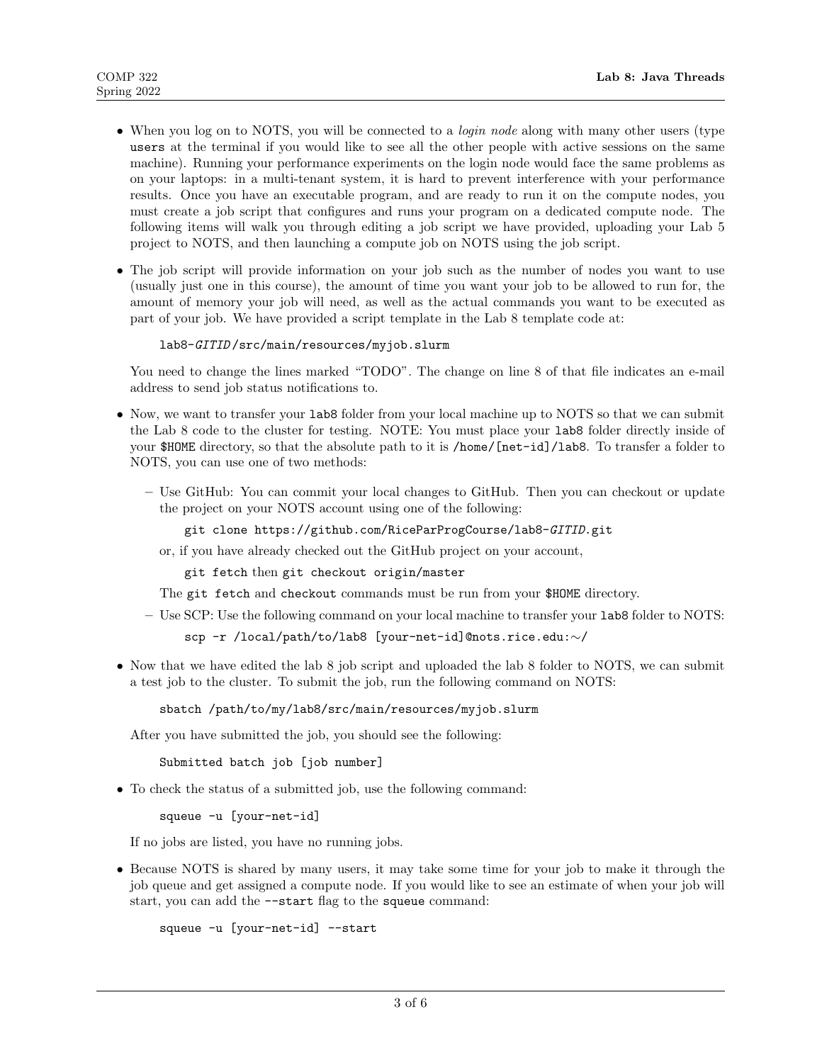- When you log on to NOTS, you will be connected to a *login node* along with many other users (type `users` at the terminal if you would like to see all the other people with active sessions on the same machine). Running your performance experiments on the login node would face the same problems as on your laptops: in a multi-tenant system, it is hard to prevent interference with your performance results. Once you have an executable program, and are ready to run it on the compute nodes, you must create a job script that configures and runs your program on a dedicated compute node. The following items will walk you through editing a job script we have provided, uploading your Lab 5 project to NOTS, and then launching a compute job on NOTS using the job script.

- The job script will provide information on your job such as the number of nodes you want to use (usually just one in this course), the amount of time you want your job to be allowed to run for, the amount of memory your job will need, as well as the actual commands you want to be executed as part of your job. We have provided a script template in the Lab 8 template code at:

  ```
  lab8-GITID/src/main/resources/myjob.slurm
  ```

  You need to change the lines marked "TODO". The change on line 8 of that file indicates an e-mail address to send job status notifications to.

- Now, we want to transfer your `lab8` folder from your local machine up to NOTS so that we can submit the Lab 8 code to the cluster for testing. NOTE: You must place your `lab8` folder directly inside of your `$HOME` directory, so that the absolute path to it is `/home/[net-id]/lab8`. To transfer a folder to NOTS, you can use one of two methods:

  - Use GitHub: You can commit your local changes to GitHub. Then you can checkout or update the project on your NOTS account using one of the following:

    ```
    git clone https://github.com/RiceParProgCourse/lab8-GITID.git
    ```

    or, if you have already checked out the GitHub project on your account,

    `git fetch` then `git checkout origin/master`

    The `git fetch` and `checkout` commands must be run from your `$HOME` directory.

  - Use SCP: Use the following command on your local machine to transfer your `lab8` folder to NOTS:

    ```
    scp -r /local/path/to/lab8 [your-net-id]@nots.rice.edu:~/
    ```

- Now that we have edited the lab 8 job script and uploaded the lab 8 folder to NOTS, we can submit a test job to the cluster. To submit the job, run the following command on NOTS:

  ```
  sbatch /path/to/my/lab8/src/main/resources/myjob.slurm
  ```

  After you have submitted the job, you should see the following:

  ```
  Submitted batch job [job number]
  ```

- To check the status of a submitted job, use the following command:

  ```
  squeue -u [your-net-id]
  ```

  If no jobs are listed, you have no running jobs.

- Because NOTS is shared by many users, it may take some time for your job to make it through the job queue and get assigned a compute node. If you would like to see an estimate of when your job will start, you can add the `--start` flag to the `squeue` command:

  ```
  squeue -u [your-net-id] --start
  ```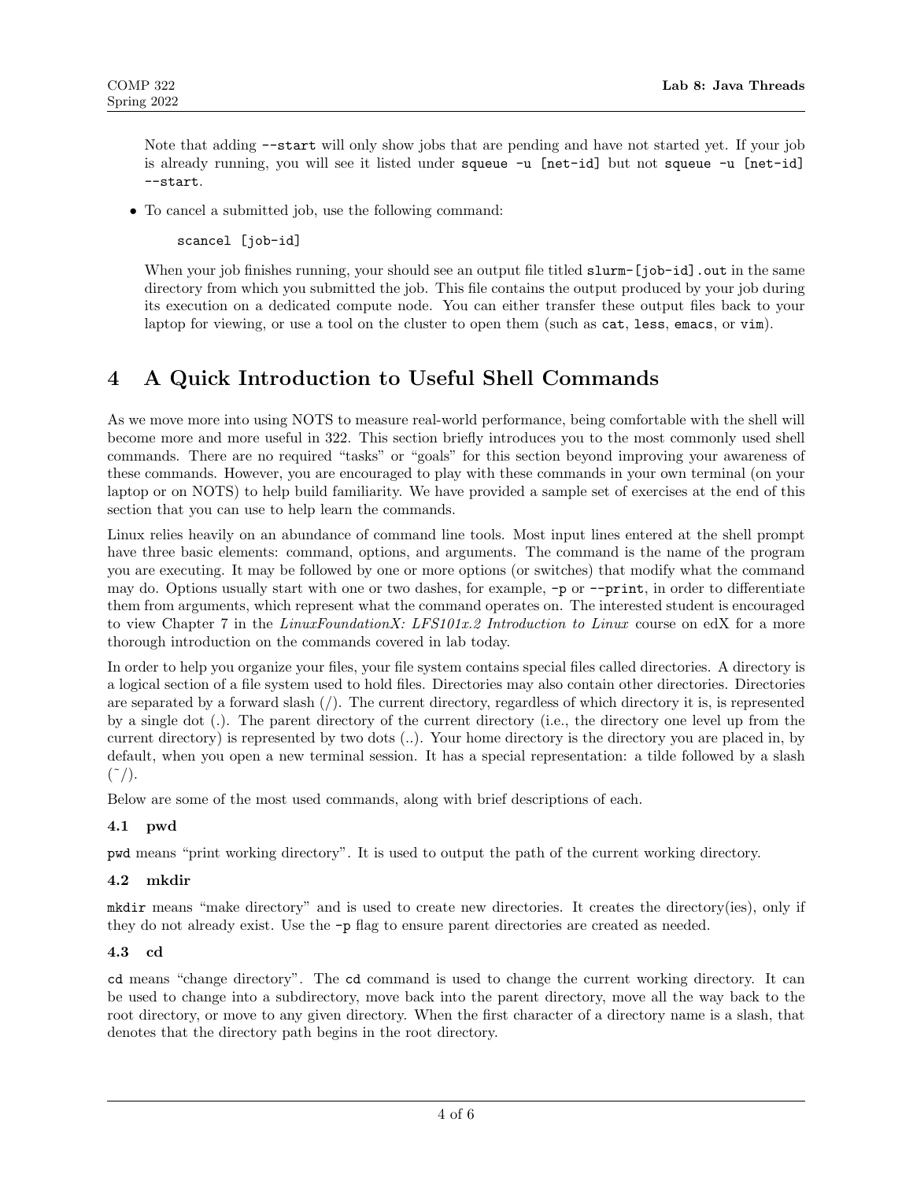Note that adding `--start` will only show jobs that are pending and have not started yet. If your job is already running, you will see it listed under `squeue -u [net-id]` but not `squeue -u [net-id] --start`.

- To cancel a submitted job, use the following command:

  ```
  scancel [job-id]
  ```

  When your job finishes running, your should see an output file titled `slurm-[job-id].out` in the same directory from which you submitted the job. This file contains the output produced by your job during its execution on a dedicated compute node. You can either transfer these output files back to your laptop for viewing, or use a tool on the cluster to open them (such as `cat`, `less`, `emacs`, or `vim`).

# 4 A Quick Introduction to Useful Shell Commands

As we move more into using NOTS to measure real-world performance, being comfortable with the shell will become more and more useful in 322. This section briefly introduces you to the most commonly used shell commands. There are no required "tasks" or "goals" for this section beyond improving your awareness of these commands. However, you are encouraged to play with these commands in your own terminal (on your laptop or on NOTS) to help build familiarity. We have provided a sample set of exercises at the end of this section that you can use to help learn the commands.

Linux relies heavily on an abundance of command line tools. Most input lines entered at the shell prompt have three basic elements: command, options, and arguments. The command is the name of the program you are executing. It may be followed by one or more options (or switches) that modify what the command may do. Options usually start with one or two dashes, for example, `-p` or `--print`, in order to differentiate them from arguments, which represent what the command operates on. The interested student is encouraged to view Chapter 7 in the *LinuxFoundationX: LFS101x.2 Introduction to Linux* course on edX for a more thorough introduction on the commands covered in lab today.

In order to help you organize your files, your file system contains special files called directories. A directory is a logical section of a file system used to hold files. Directories may also contain other directories. Directories are separated by a forward slash (/). The current directory, regardless of which directory it is, is represented by a single dot (.). The parent directory of the current directory (i.e., the directory one level up from the current directory) is represented by two dots (..). Your home directory is the directory you are placed in, by default, when you open a new terminal session. It has a special representation: a tilde followed by a slash (~/).

Below are some of the most used commands, along with brief descriptions of each.

### 4.1 pwd

`pwd` means "print working directory". It is used to output the path of the current working directory.

### 4.2 mkdir

`mkdir` means "make directory" and is used to create new directories. It creates the directory(ies), only if they do not already exist. Use the `-p` flag to ensure parent directories are created as needed.

### 4.3 cd

`cd` means "change directory". The `cd` command is used to change the current working directory. It can be used to change into a subdirectory, move back into the parent directory, move all the way back to the root directory, or move to any given directory. When the first character of a directory name is a slash, that denotes that the directory path begins in the root directory.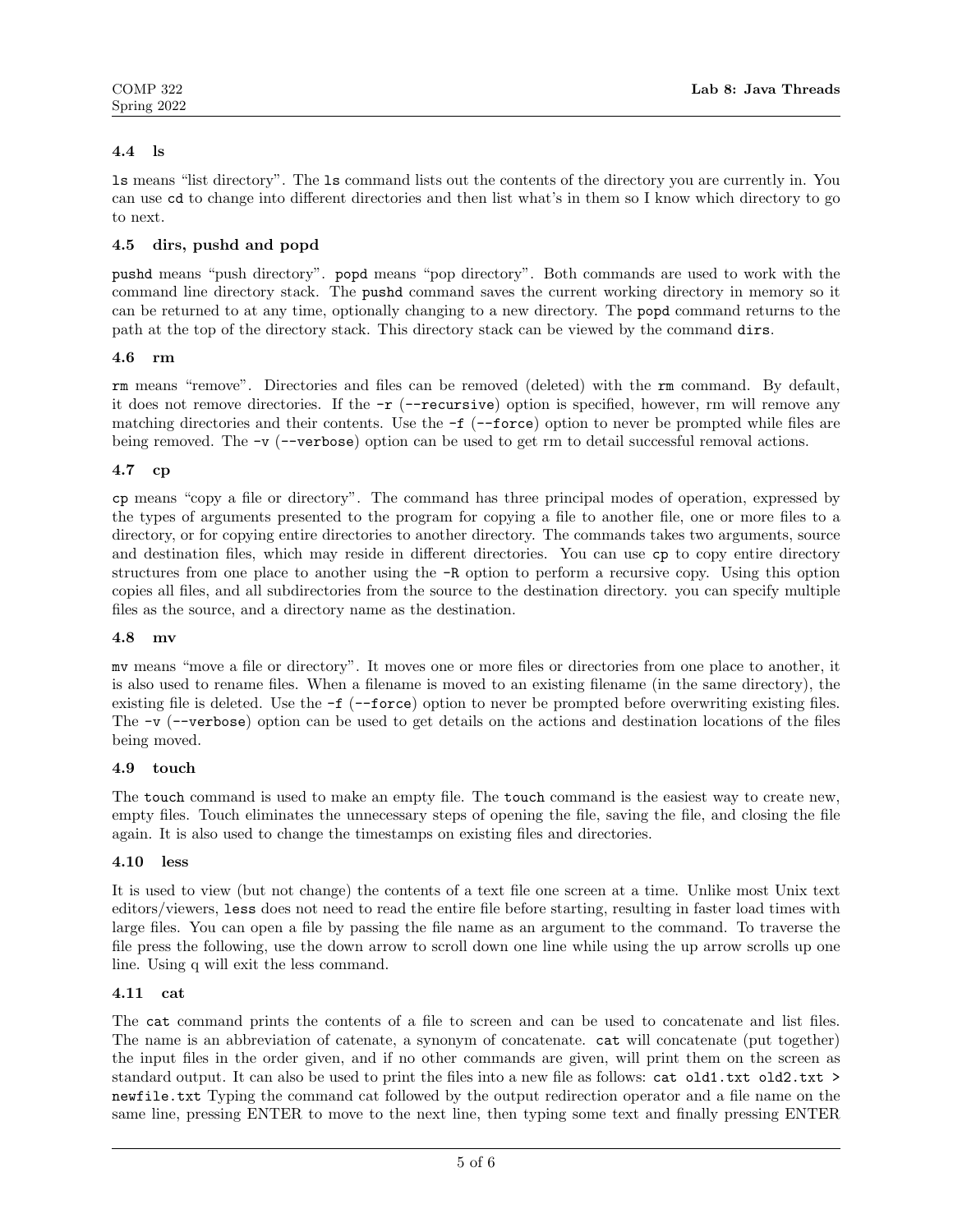### 4.4 ls

`ls` means "list directory". The `ls` command lists out the contents of the directory you are currently in. You can use `cd` to change into different directories and then list what's in them so I know which directory to go to next.

### 4.5 dirs, pushd and popd

`pushd` means "push directory". `popd` means "pop directory". Both commands are used to work with the command line directory stack. The `pushd` command saves the current working directory in memory so it can be returned to at any time, optionally changing to a new directory. The `popd` command returns to the path at the top of the directory stack. This directory stack can be viewed by the command `dirs`.

### 4.6 rm

`rm` means "remove". Directories and files can be removed (deleted) with the `rm` command. By default, it does not remove directories. If the `-r` (`--recursive`) option is specified, however, rm will remove any matching directories and their contents. Use the `-f` (`--force`) option to never be prompted while files are being removed. The `-v` (`--verbose`) option can be used to get rm to detail successful removal actions.

### 4.7 cp

`cp` means "copy a file or directory". The command has three principal modes of operation, expressed by the types of arguments presented to the program for copying a file to another file, one or more files to a directory, or for copying entire directories to another directory. The commands takes two arguments, source and destination files, which may reside in different directories. You can use `cp` to copy entire directory structures from one place to another using the `-R` option to perform a recursive copy. Using this option copies all files, and all subdirectories from the source to the destination directory. you can specify multiple files as the source, and a directory name as the destination.

### 4.8 mv

`mv` means "move a file or directory". It moves one or more files or directories from one place to another, it is also used to rename files. When a filename is moved to an existing filename (in the same directory), the existing file is deleted. Use the `-f` (`--force`) option to never be prompted before overwriting existing files. The `-v` (`--verbose`) option can be used to get details on the actions and destination locations of the files being moved.

### 4.9 touch

The `touch` command is used to make an empty file. The `touch` command is the easiest way to create new, empty files. Touch eliminates the unnecessary steps of opening the file, saving the file, and closing the file again. It is also used to change the timestamps on existing files and directories.

### 4.10 less

It is used to view (but not change) the contents of a text file one screen at a time. Unlike most Unix text editors/viewers, `less` does not need to read the entire file before starting, resulting in faster load times with large files. You can open a file by passing the file name as an argument to the command. To traverse the file press the following, use the down arrow to scroll down one line while using the up arrow scrolls up one line. Using q will exit the less command.

### 4.11 cat

The `cat` command prints the contents of a file to screen and can be used to concatenate and list files. The name is an abbreviation of catenate, a synonym of concatenate. `cat` will concatenate (put together) the input files in the order given, and if no other commands are given, will print them on the screen as standard output. It can also be used to print the files into a new file as follows: `cat old1.txt old2.txt > newfile.txt` Typing the command cat followed by the output redirection operator and a file name on the same line, pressing ENTER to move to the next line, then typing some text and finally pressing ENTER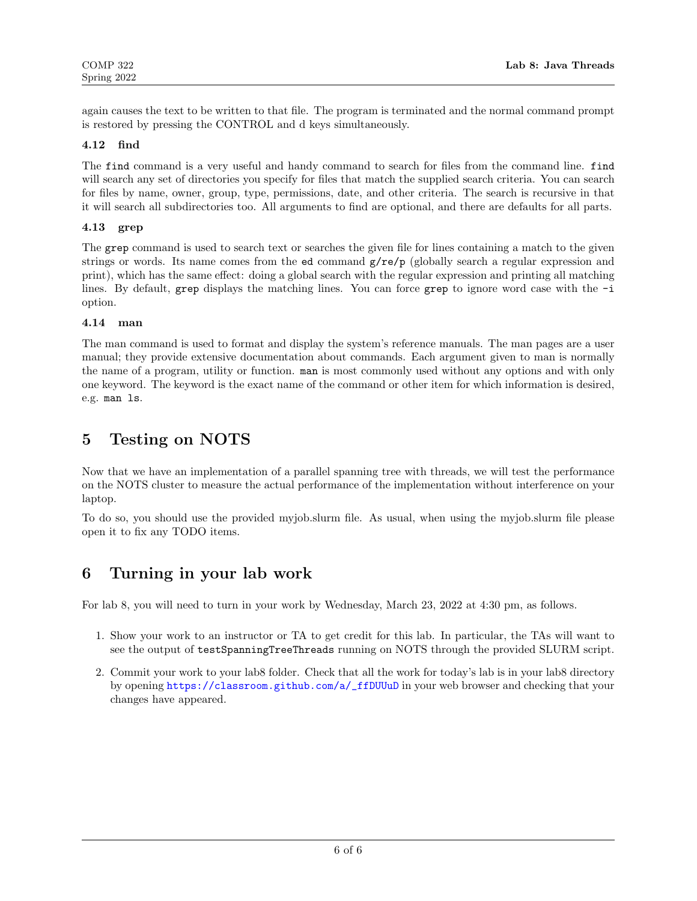again causes the text to be written to that file. The program is terminated and the normal command prompt is restored by pressing the CONTROL and d keys simultaneously.

### 4.12 find

The `find` command is a very useful and handy command to search for files from the command line. `find` will search any set of directories you specify for files that match the supplied search criteria. You can search for files by name, owner, group, type, permissions, date, and other criteria. The search is recursive in that it will search all subdirectories too. All arguments to find are optional, and there are defaults for all parts.

### 4.13 grep

The `grep` command is used to search text or searches the given file for lines containing a match to the given strings or words. Its name comes from the `ed` command `g/re/p` (globally search a regular expression and print), which has the same effect: doing a global search with the regular expression and printing all matching lines. By default, `grep` displays the matching lines. You can force `grep` to ignore word case with the `-i` option.

### 4.14 man

The man command is used to format and display the system's reference manuals. The man pages are a user manual; they provide extensive documentation about commands. Each argument given to man is normally the name of a program, utility or function. `man` is most commonly used without any options and with only one keyword. The keyword is the exact name of the command or other item for which information is desired, e.g. `man ls`.

## 5 Testing on NOTS

Now that we have an implementation of a parallel spanning tree with threads, we will test the performance on the NOTS cluster to measure the actual performance of the implementation without interference on your laptop.

To do so, you should use the provided myjob.slurm file. As usual, when using the myjob.slurm file please open it to fix any TODO items.

## 6 Turning in your lab work

For lab 8, you will need to turn in your work by Wednesday, March 23, 2022 at 4:30 pm, as follows.

1. Show your work to an instructor or TA to get credit for this lab. In particular, the TAs will want to see the output of `testSpanningTreeThreads` running on NOTS through the provided SLURM script.
2. Commit your work to your lab8 folder. Check that all the work for today's lab is in your lab8 directory by opening https://classroom.github.com/a/_ffDUUuD in your web browser and checking that your changes have appeared.